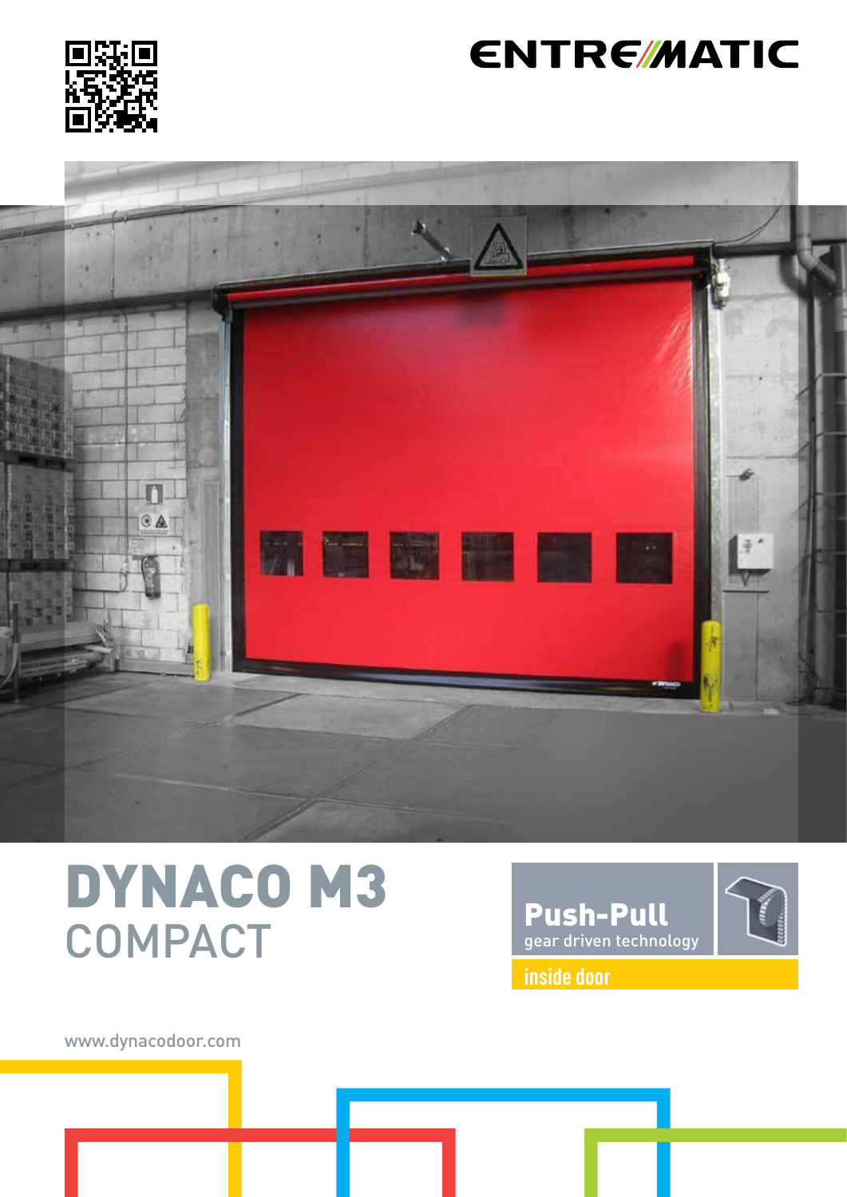ENTREMATIC

# DYNACO M3
## COMPACT

**Push-Pull**
gear driven technology

inside door

www.dynacodoor.com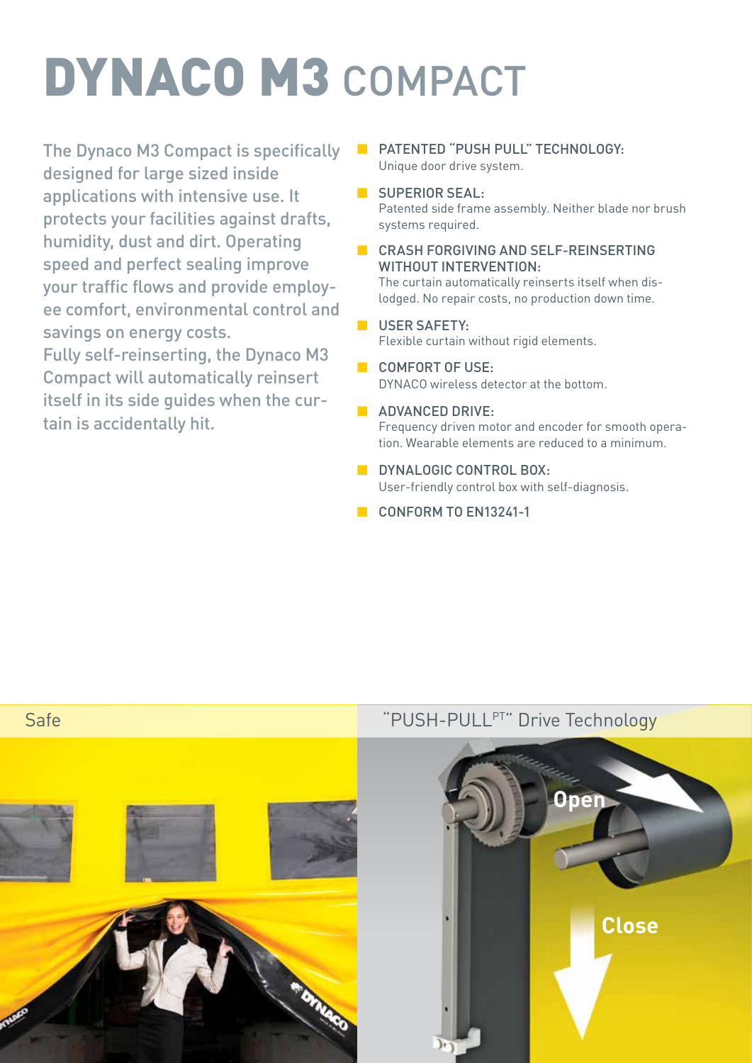# DYNACO M3 COMPACT

The Dynaco M3 Compact is specifically designed for large sized inside applications with intensive use. It protects your facilities against drafts, humidity, dust and dirt. Operating speed and perfect sealing improve your traffic flows and provide employee comfort, environmental control and savings on energy costs.
Fully self-reinserting, the Dynaco M3 Compact will automatically reinsert itself in its side guides when the curtain is accidentally hit.

- PATENTED "PUSH PULL" TECHNOLOGY:
  Unique door drive system.
- SUPERIOR SEAL:
  Patented side frame assembly. Neither blade nor brush systems required.
- CRASH FORGIVING AND SELF-REINSERTING WITHOUT INTERVENTION:
  The curtain automatically reinserts itself when dislodged. No repair costs, no production down time.
- USER SAFETY:
  Flexible curtain without rigid elements.
- COMFORT OF USE:
  DYNACO wireless detector at the bottom.
- ADVANCED DRIVE:
  Frequency driven motor and encoder for smooth operation. Wearable elements are reduced to a minimum.
- DYNALOGIC CONTROL BOX:
  User-friendly control box with self-diagnosis.
- CONFORM TO EN13241-1

Safe

"PUSH-PULL[PT]" Drive Technology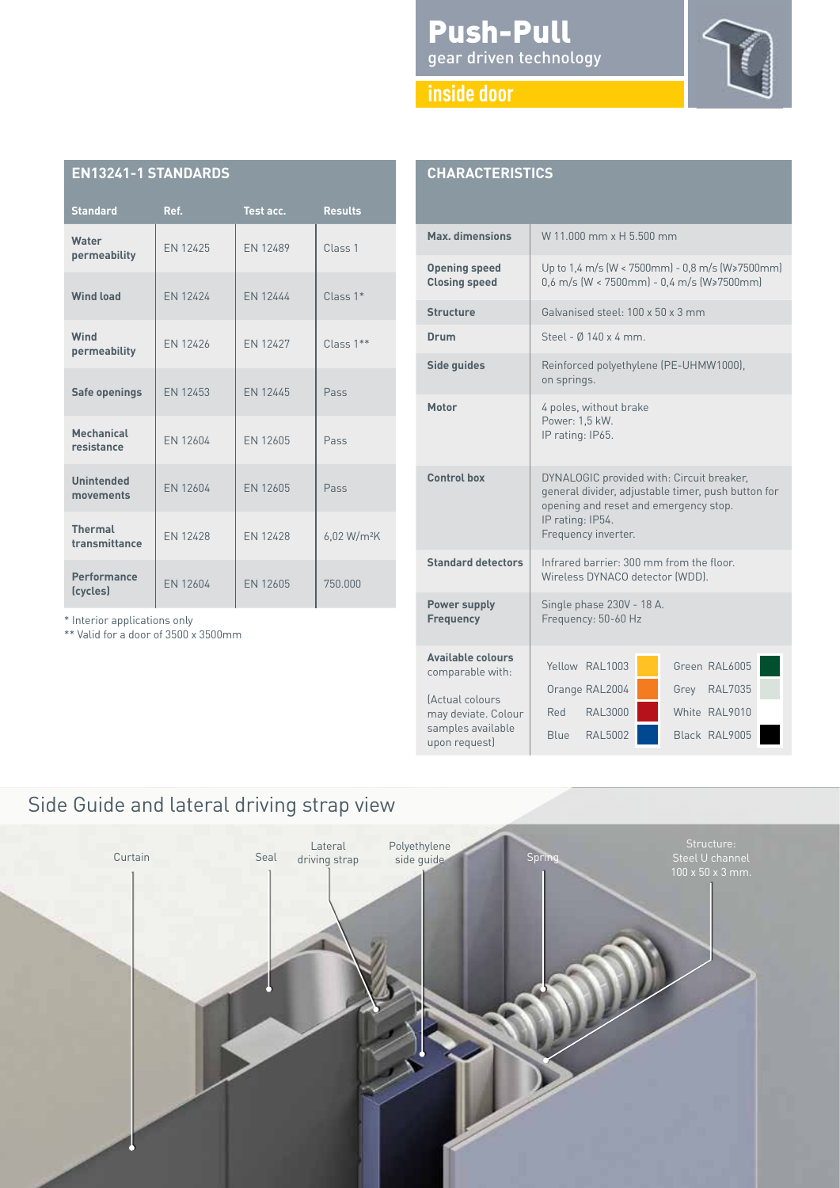# Push-Pull

gear driven technology

## inside door

## EN13241-1 STANDARDS

| Standard | Ref. | Test acc. | Results |
|---|---|---|---|
| **Water permeability** | EN 12425 | EN 12489 | Class 1 |
| **Wind load** | EN 12424 | EN 12444 | Class 1* |
| **Wind permeability** | EN 12426 | EN 12427 | Class 1** |
| **Safe openings** | EN 12453 | EN 12445 | Pass |
| **Mechanical resistance** | EN 12604 | EN 12605 | Pass |
| **Unintended movements** | EN 12604 | EN 12605 | Pass |
| **Thermal transmittance** | EN 12428 | EN 12428 | 6,02 W/m²K |
| **Performance (cycles)** | EN 12604 | EN 12605 | 750.000 |

\* Interior applications only
\*\* Valid for a door of 3500 x 3500mm

## CHARACTERISTICS

| | |
|---|---|
| **Max. dimensions** | W 11.000 mm x H 5.500 mm |
| **Opening speed**<br>**Closing speed** | Up to 1,4 m/s (W < 7500mm) - 0,8 m/s (W≥7500mm)<br>0,6 m/s (W < 7500mm) - 0,4 m/s (W≥7500mm) |
| **Structure** | Galvanised steel: 100 x 50 x 3 mm |
| **Drum** | Steel - Ø 140 x 4 mm. |
| **Side guides** | Reinforced polyethylene (PE-UHMW1000), on springs. |
| **Motor** | 4 poles, without brake<br>Power: 1,5 kW.<br>IP rating: IP65. |
| **Control box** | DYNALOGIC provided with: Circuit breaker, general divider, adjustable timer, push button for opening and reset and emergency stop.<br>IP rating: IP54.<br>Frequency inverter. |
| **Standard detectors** | Infrared barrier: 300 mm from the floor.<br>Wireless DYNACO detector (WDD). |
| **Power supply**<br>**Frequency** | Single phase 230V - 18 A.<br>Frequency: 50-60 Hz |
| **Available colours** comparable with:<br>(Actual colours may deviate. Colour samples available upon request) | Yellow RAL1003, Orange RAL2004, Red RAL3000, Blue RAL5002, Green RAL6005, Grey RAL7035, White RAL9010, Black RAL9005 |

## Side Guide and lateral driving strap view

Curtain · Seal · Lateral driving strap · Polyethylene side guide · Spring · Structure: Steel U channel 100 x 50 x 3 mm.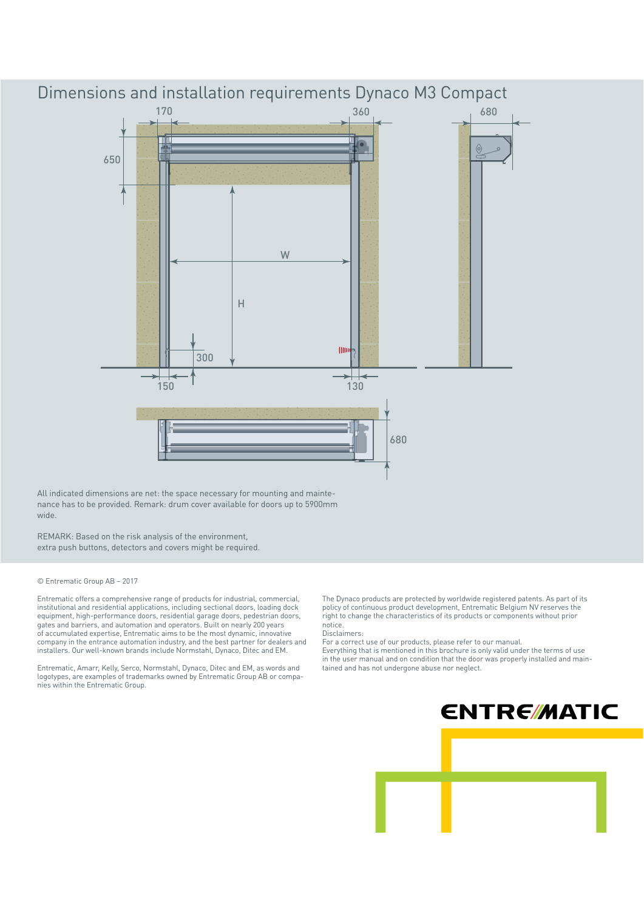# Dimensions and installation requirements Dynaco M3 Compact

170
360
680
650
W
H
300
150
130
680

All indicated dimensions are net: the space necessary for mounting and maintenance has to be provided. Remark: drum cover available for doors up to 5900mm wide.

REMARK: Based on the risk analysis of the environment, extra push buttons, detectors and covers might be required.

© Entrematic Group AB – 2017

Entrematic offers a comprehensive range of products for industrial, commercial, institutional and residential applications, including sectional doors, loading dock equipment, high-performance doors, residential garage doors, pedestrian doors, gates and barriers, and automation and operators. Built on nearly 200 years of accumulated expertise, Entrematic aims to be the most dynamic, innovative company in the entrance automation industry, and the best partner for dealers and installers. Our well-known brands include Normstahl, Dynaco, Ditec and EM.

Entrematic, Amarr, Kelly, Serco, Normstahl, Dynaco, Ditec and EM, as words and logotypes, are examples of trademarks owned by Entrematic Group AB or companies within the Entrematic Group.

The Dynaco products are protected by worldwide registered patents. As part of its policy of continuous product development, Entrematic Belgium NV reserves the right to change the characteristics of its products or components without prior notice.
Disclaimers:
For a correct use of our products, please refer to our manual.
Everything that is mentioned in this brochure is only valid under the terms of use in the user manual and on condition that the door was properly installed and maintained and has not undergone abuse nor neglect.

ENTREMATIC